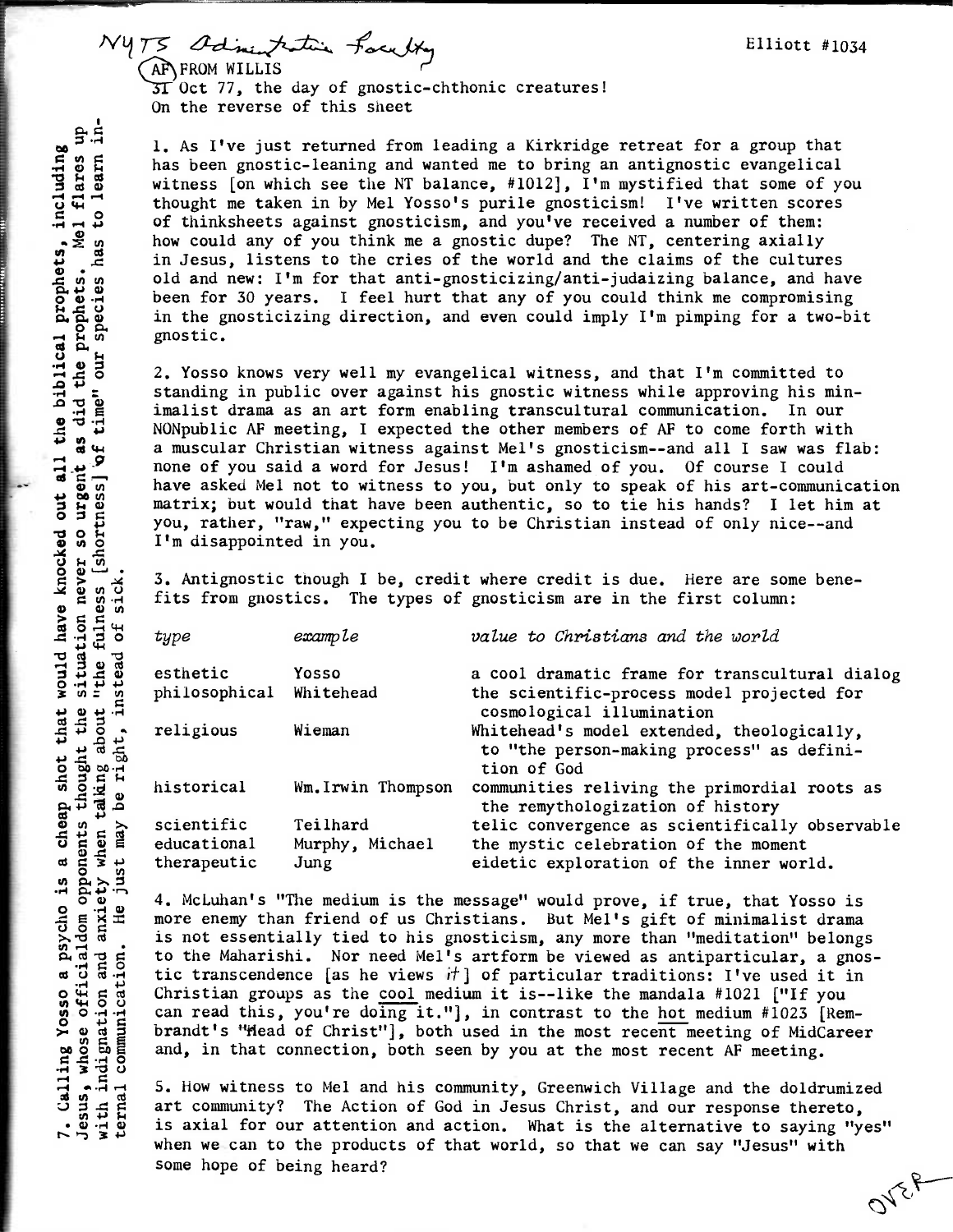NYTS Administrative Faculty

Elliott #1034

(AF) FROM WILLIS

31 Oct 77, the day of gnostic-chthonic creatures!
On the reverse of this sheet

1. As I've just returned from leading a Kirkridge retreat for a group that has been gnostic-leaning and wanted me to bring an antignostic evangelical witness [on which see the NT balance, #1012], I'm mystified that some of you thought me taken in by Mel Yosso's purile gnosticism! I've written scores of thinksheets against gnosticism, and you've received a number of them: how could any of you think me a gnostic dupe? The NT, centering axially in Jesus, listens to the cries of the world and the claims of the cultures old and new: I'm for that anti-gnosticizing/anti-judaizing balance, and have been for 30 years. I feel hurt that any of you could think me compromising in the gnosticizing direction, and even could imply I'm pimping for a two-bit gnostic.

2. Yosso knows very well my evangelical witness, and that I'm committed to standing in public over against his gnostic witness while approving his minimalist drama as an art form enabling transcultural communication. In our NONpublic AF meeting, I expected the other members of AF to come forth with a muscular Christian witness against Mel's gnosticism--and all I saw was flab: none of you said a word for Jesus! I'm ashamed of you. Of course I could have asked Mel not to witness to you, but only to speak of his art-communication matrix; but would that have been authentic, so to tie his hands? I let him at you, rather, "raw," expecting you to be Christian instead of only nice--and I'm disappointed in you.

3. Antignostic though I be, credit where credit is due. Here are some benefits from gnostics. The types of gnosticism are in the first column:

| *type* | *example* | *value to Christians and the world* |
|---|---|---|
| esthetic | Yosso | a cool dramatic frame for transcultural dialog |
| philosophical | Whitehead | the scientific-process model projected for cosmological illumination |
| religious | Wieman | Whitehead's model extended, theologically, to "the person-making process" as definition of God |
| historical | Wm. Irwin Thompson | communities reliving the primordial roots as the remythologization of history |
| scientific | Teilhard | telic convergence as scientifically observable |
| educational | Murphy, Michael | the mystic celebration of the moment |
| therapeutic | Jung | eidetic exploration of the inner world. |

4. McLuhan's "The medium is the message" would prove, if true, that Yosso is more enemy than friend of us Christians. But Mel's gift of minimalist drama is not essentially tied to his gnosticism, any more than "meditation" belongs to the Maharishi. Nor need Mel's artform be viewed as antiparticular, a gnostic transcendence [as he views it] of particular traditions: I've used it in Christian groups as the cool medium it is--like the mandala #1021 ["If you can read this, you're doing it."], in contrast to the hot medium #1023 [Rembrandt's "Head of Christ"], both used in the most recent meeting of MidCareer and, in that connection, both seen by you at the most recent AF meeting.

5. How witness to Mel and his community, Greenwich Village and the doldrumized art community? The Action of God in Jesus Christ, and our response thereto, is axial for our attention and action. What is the alternative to saying "yes" when we can to the products of that world, so that we can say "Jesus" with some hope of being heard?

7. Calling Yosso a psycho is a cheap shot that would have knocked out all the biblical prophets, including Jesus, whose officialdom opponents thought the situation never so urgent as did the prophets. Mel flares up with indignation and anxiety when taking about "the fulness [shortness] of time" our species has to learn internal communication. He just may be right, instead of sick.

OVER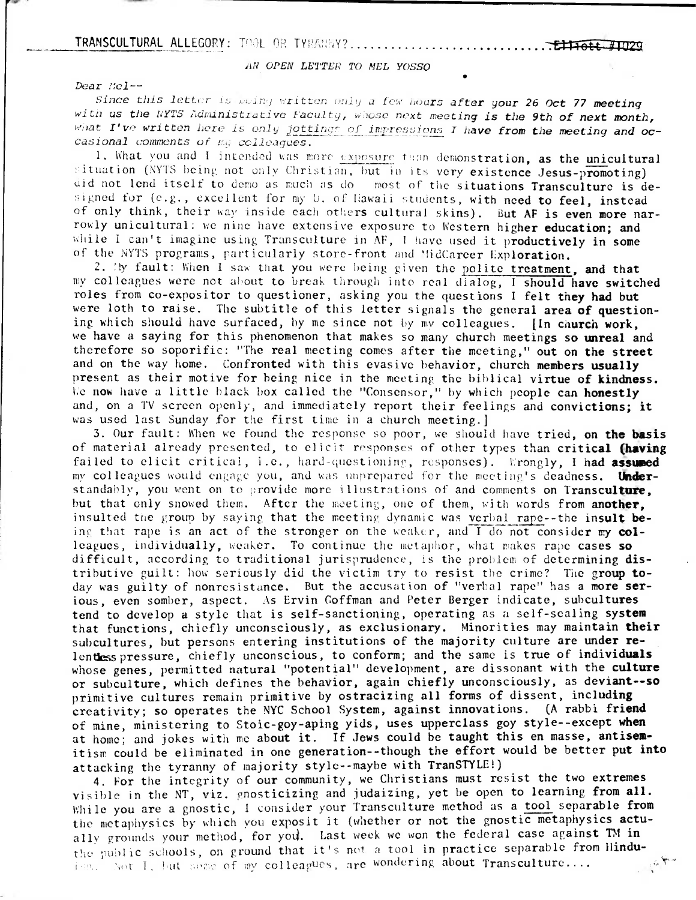TRANSCULTURAL ALLEGORY: TOOL OR TYRANNY?............................Elliott #1029

*AN OPEN LETTER TO MEL YOSSO*

*Dear Mel--*

*Since this letter is being written only a few hours after your 26 Oct 77 meeting with us the NYTS Administrative Faculty, whose next meeting is the 9th of next month, what I've written here is only jottings of impressions I have from the meeting and occasional comments of my colleagues.*

1. What you and I intended was more exposure than demonstration, as the unicultural situation (NYTS being not only Christian, but in its very existence Jesus-promoting) did not lend itself to demo as much as do most of the situations Transculture is designed for (e.g., excellent for my U. of Hawaii students, with need to feel, instead of only think, their way inside each others cultural skins). But AF is even more narrowly unicultural: we nine have extensive exposure to Western higher education; and while I can't imagine using Transculture in AF, I have used it productively in some of the NYTS programs, particularly store-front and MidCareer Exploration.

2. My fault: When I saw that you were being given the polite treatment, and that my colleagues were not about to break through into real dialog, I should have switched roles from co-expositor to questioner, asking you the questions I felt they had but were loth to raise. The subtitle of this letter signals the general area of questioning which should have surfaced, by me since not by my colleagues. [In church work, we have a saying for this phenomenon that makes so many church meetings so unreal and therefore so soporific: "The real meeting comes after the meeting," out on the street and on the way home. Confronted with this evasive behavior, church members usually present as their motive for being nice in the meeting the biblical virtue of kindness. We now have a little black box called the "Consensor," by which people can honestly and, on a TV screen openly, and immediately report their feelings and convictions; it was used last Sunday for the first time in a church meeting.]

3. Our fault: When we found the response so poor, we should have tried, on the basis of material already presented, to elicit responses of other types than critical (having failed to elicit critical, i.e., hard-questioning, responses). Wrongly, I had assumed my colleagues would engage you, and was unprepared for the meeting's deadness. Understandably, you went on to provide more illustrations of and comments on Transculture, but that only snowed them. After the meeting, one of them, with words from another, insulted the group by saying that the meeting dynamic was verbal rape--the insult being that rape is an act of the stronger on the weaker, and I do not consider my colleagues, individually, weaker. To continue the metaphor, what makes rape cases so difficult, according to traditional jurisprudence, is the problem of determining distributive guilt: how seriously did the victim try to resist the crime? The group today was guilty of nonresistance. But the accusation of "verbal rape" has a more serious, even somber, aspect. As Ervin Goffman and Peter Berger indicate, subcultures tend to develop a style that is self-sanctioning, operating as a self-sealing system that functions, chiefly unconsciously, as exclusionary. Minorities may maintain their subcultures, but persons entering institutions of the majority culture are under relentless pressure, chiefly unconscious, to conform; and the same is true of individuals whose genes, permitted natural "potential" development, are dissonant with the culture or subculture, which defines the behavior, again chiefly unconsciously, as deviant--so primitive cultures remain primitive by ostracizing all forms of dissent, including creativity; so operates the NYC School System, against innovations. (A rabbi friend of mine, ministering to Stoic-goy-aping yids, uses upperclass goy style--except when at home; and jokes with me about it. If Jews could be taught this en masse, antisemitism could be eliminated in one generation--though the effort would be better put into attacking the tyranny of majority style--maybe with TranSTYLE!)

4. For the integrity of our community, we Christians must resist the two extremes visible in the NT, viz. gnosticizing and judaizing, yet be open to learning from all. While you are a gnostic, I consider your Transculture method as a tool separable from the metaphysics by which you exposit it (whether or not the gnostic metaphysics actually grounds your method, for you). Last week we won the federal case against TM in the public schools, on ground that it's not a tool in practice separable from Hinduism. Not I, but some of my colleagues, are wondering about Transculture....